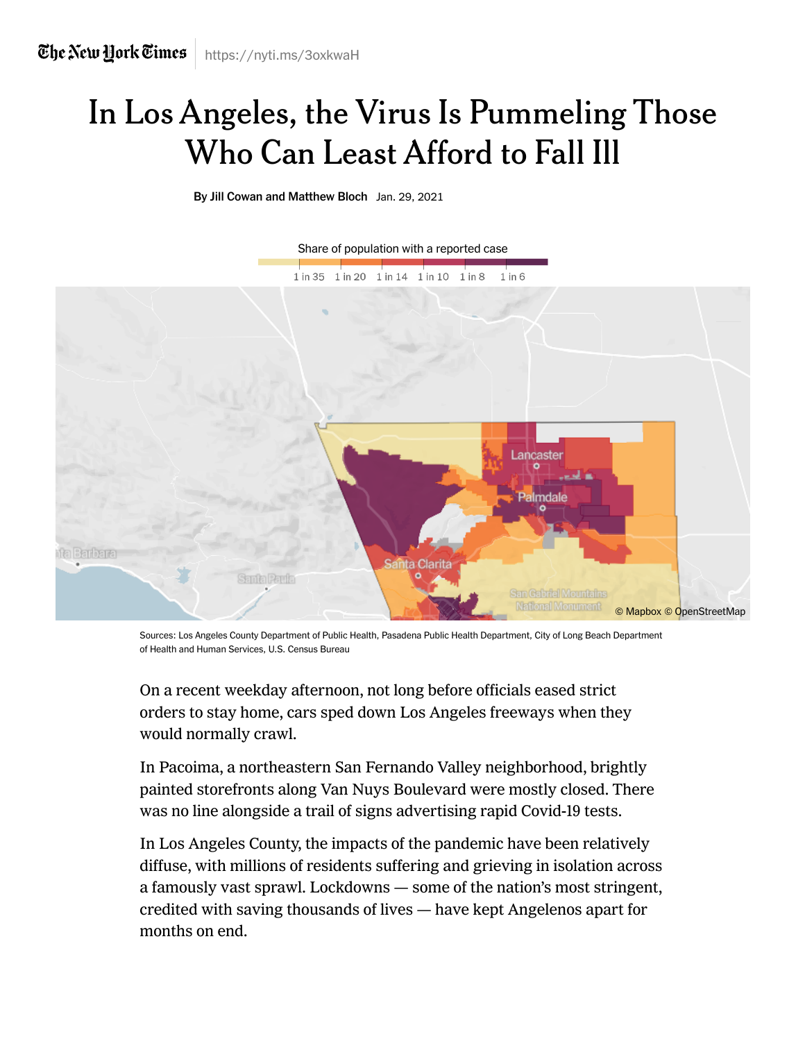The New York Times https://nyti.ms/3oxkwaH

# In Los Angeles, the Virus Is Pummeling Those Who Can Least Afford to Fall Ill

By Jill Cowan and Matthew Bloch Jan. 29, 2021

Share of population with a reported case

1 in 35 1 in 20 1 in 14 1 in 10 1 in 8 1 in 6

Sources: Los Angeles County Department of Public Health, Pasadena Public Health Department, City of Long Beach Department of Health and Human Services, U.S. Census Bureau

On a recent weekday afternoon, not long before officials eased strict orders to stay home, cars sped down Los Angeles freeways when they would normally crawl.

In Pacoima, a northeastern San Fernando Valley neighborhood, brightly painted storefronts along Van Nuys Boulevard were mostly closed. There was no line alongside a trail of signs advertising rapid Covid-19 tests.

In Los Angeles County, the impacts of the pandemic have been relatively diffuse, with millions of residents suffering and grieving in isolation across a famously vast sprawl. Lockdowns — some of the nation's most stringent, credited with saving thousands of lives — have kept Angelenos apart for months on end.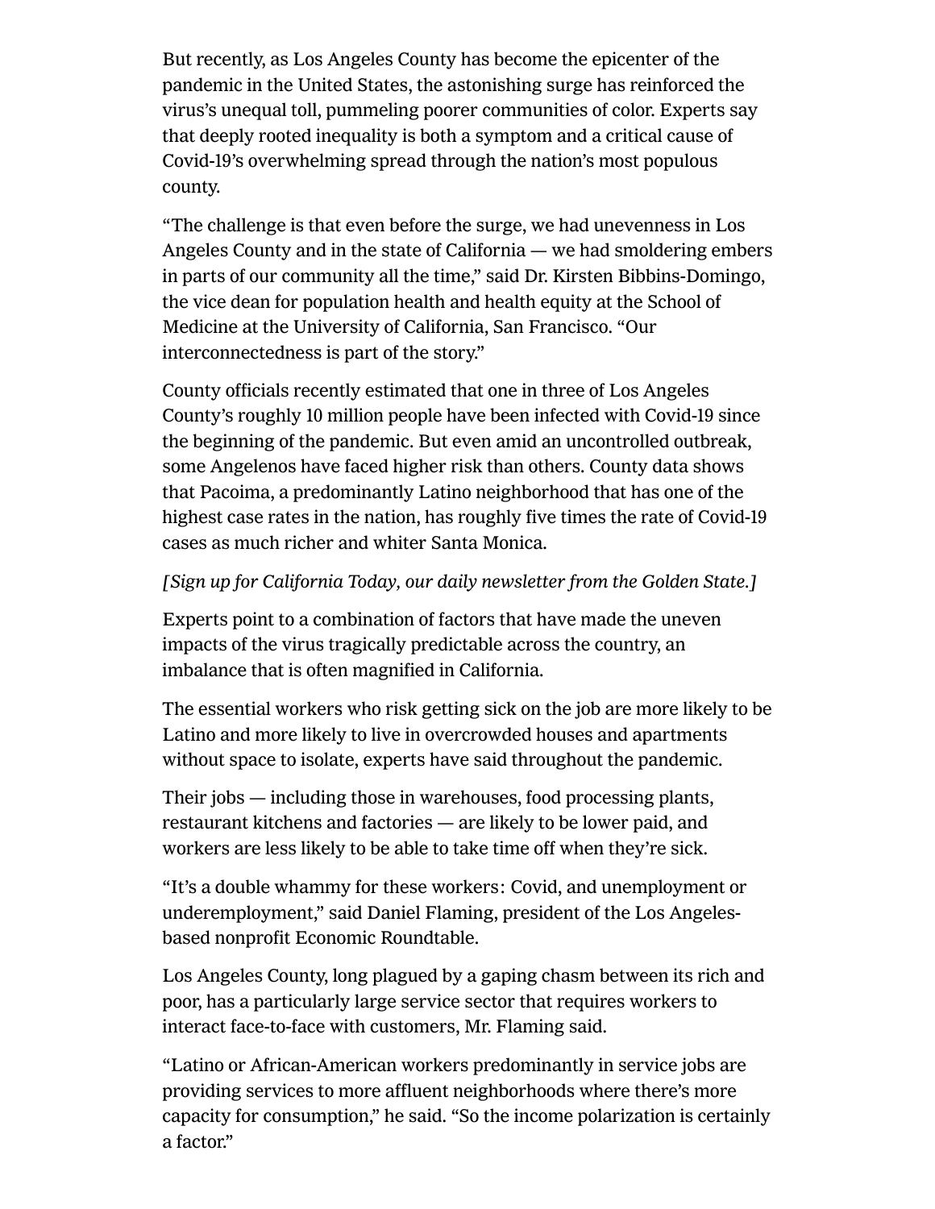But recently, as Los Angeles County has become the epicenter of the pandemic in the United States, the astonishing surge has reinforced the virus's unequal toll, pummeling poorer communities of color. Experts say that deeply rooted inequality is both a symptom and a critical cause of Covid-19's overwhelming spread through the nation's most populous county.

"The challenge is that even before the surge, we had unevenness in Los Angeles County and in the state of California — we had smoldering embers in parts of our community all the time," said Dr. Kirsten Bibbins-Domingo, the vice dean for population health and health equity at the School of Medicine at the University of California, San Francisco. "Our interconnectedness is part of the story."

County officials recently estimated that one in three of Los Angeles County's roughly 10 million people have been infected with Covid-19 since the beginning of the pandemic. But even amid an uncontrolled outbreak, some Angelenos have faced higher risk than others. County data shows that Pacoima, a predominantly Latino neighborhood that has one of the highest case rates in the nation, has roughly five times the rate of Covid-19 cases as much richer and whiter Santa Monica.

*[Sign up for California Today, our daily newsletter from the Golden State.]*

Experts point to a combination of factors that have made the uneven impacts of the virus tragically predictable across the country, an imbalance that is often magnified in California.

The essential workers who risk getting sick on the job are more likely to be Latino and more likely to live in overcrowded houses and apartments without space to isolate, experts have said throughout the pandemic.

Their jobs — including those in warehouses, food processing plants, restaurant kitchens and factories — are likely to be lower paid, and workers are less likely to be able to take time off when they're sick.

"It's a double whammy for these workers: Covid, and unemployment or underemployment," said Daniel Flaming, president of the Los Angeles-based nonprofit Economic Roundtable.

Los Angeles County, long plagued by a gaping chasm between its rich and poor, has a particularly large service sector that requires workers to interact face-to-face with customers, Mr. Flaming said.

"Latino or African-American workers predominantly in service jobs are providing services to more affluent neighborhoods where there's more capacity for consumption," he said. "So the income polarization is certainly a factor."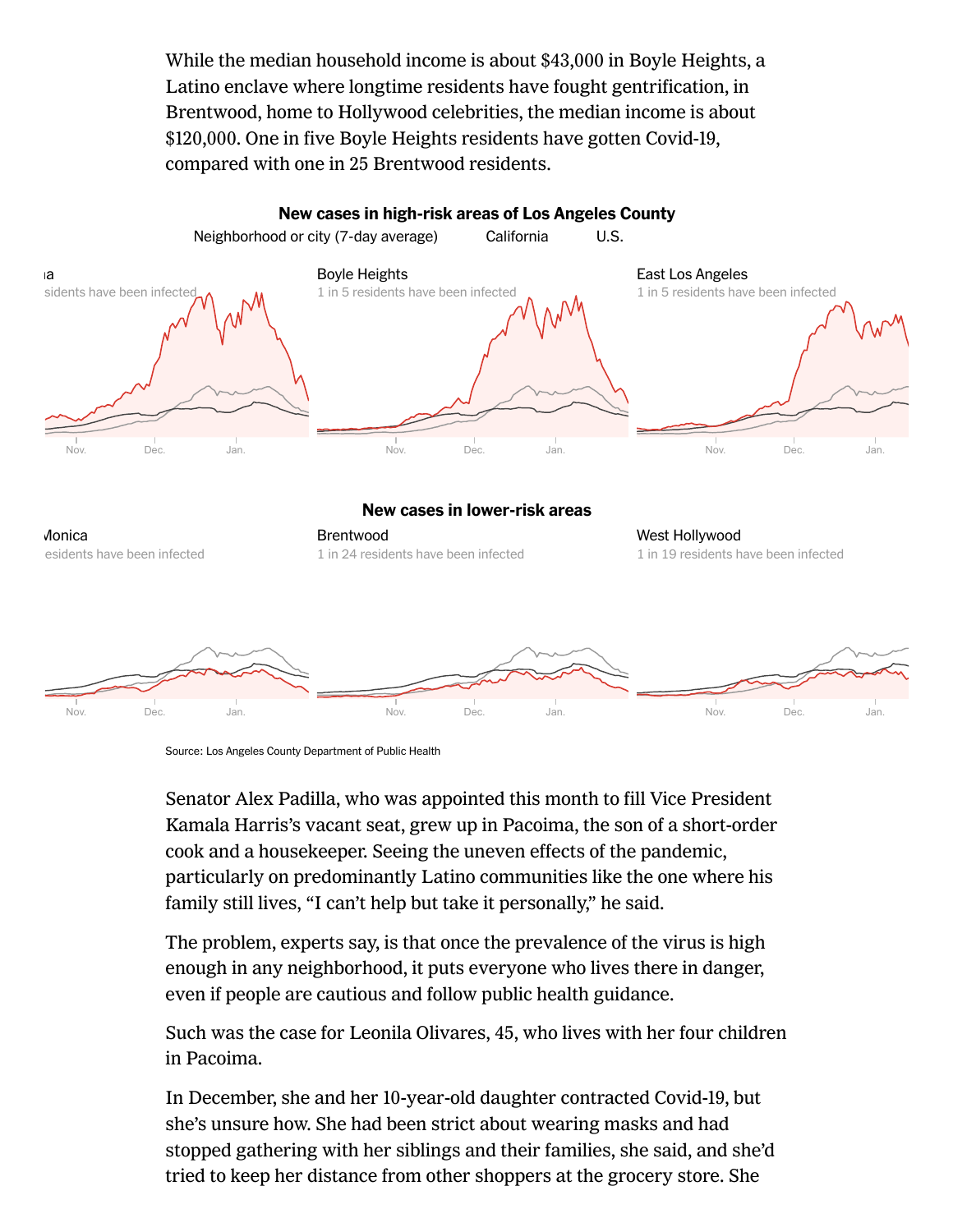While the median household income is about $43,000 in Boyle Heights, a Latino enclave where longtime residents have fought gentrification, in Brentwood, home to Hollywood celebrities, the median income is about $120,000. One in five Boyle Heights residents have gotten Covid-19, compared with one in 25 Brentwood residents.

**New cases in high-risk areas of Los Angeles County**

Neighborhood or city (7-day average) California U.S.

a
sidents have been infected

Boyle Heights
1 in 5 residents have been infected

East Los Angeles
1 in 5 residents have been infected

Nov. Dec. Jan.

**New cases in lower-risk areas**

Monica
esidents have been infected

Brentwood
1 in 24 residents have been infected

West Hollywood
1 in 19 residents have been infected

Nov. Dec. Jan.

Source: Los Angeles County Department of Public Health

Senator Alex Padilla, who was appointed this month to fill Vice President Kamala Harris's vacant seat, grew up in Pacoima, the son of a short-order cook and a housekeeper. Seeing the uneven effects of the pandemic, particularly on predominantly Latino communities like the one where his family still lives, "I can't help but take it personally," he said.

The problem, experts say, is that once the prevalence of the virus is high enough in any neighborhood, it puts everyone who lives there in danger, even if people are cautious and follow public health guidance.

Such was the case for Leonila Olivares, 45, who lives with her four children in Pacoima.

In December, she and her 10-year-old daughter contracted Covid-19, but she's unsure how. She had been strict about wearing masks and had stopped gathering with her siblings and their families, she said, and she'd tried to keep her distance from other shoppers at the grocery store. She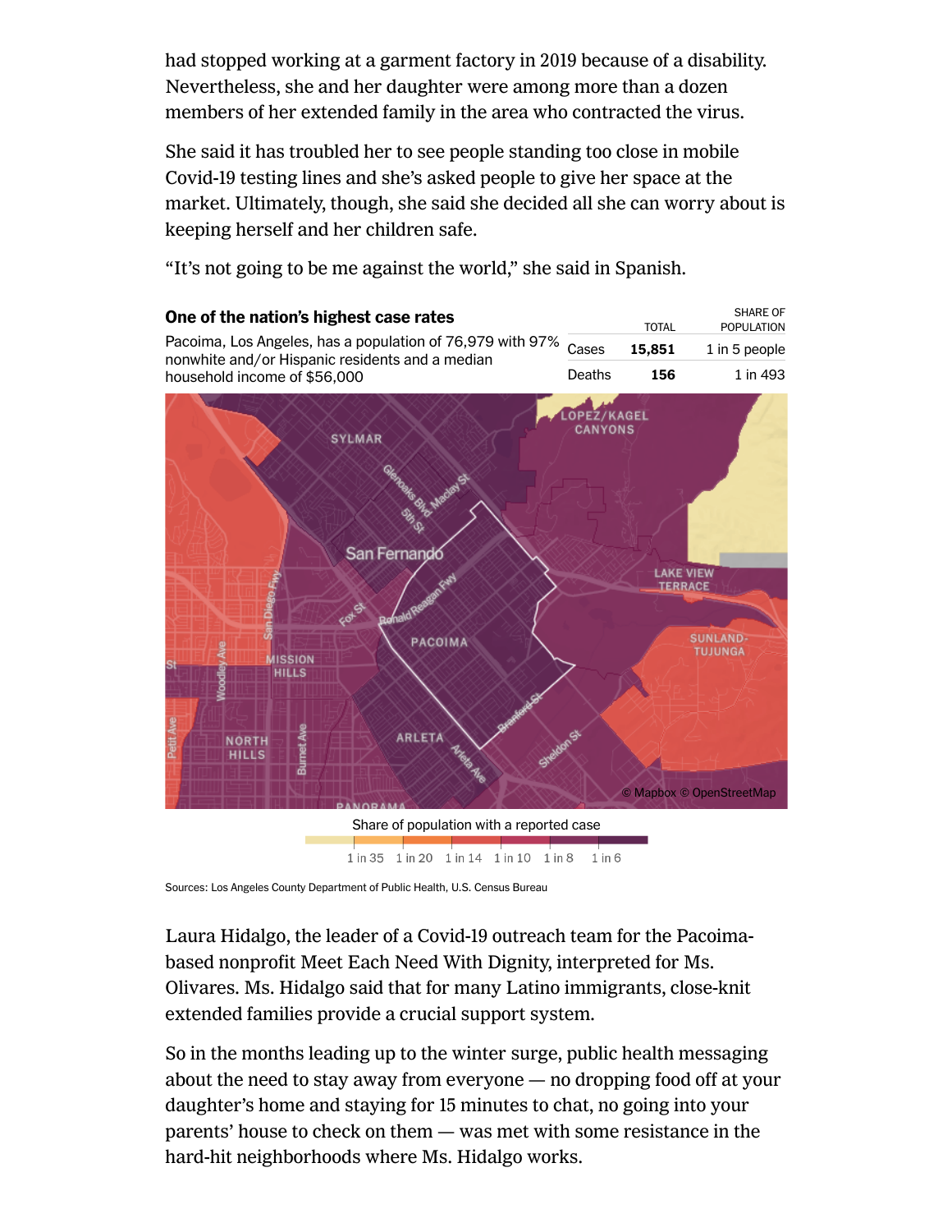had stopped working at a garment factory in 2019 because of a disability. Nevertheless, she and her daughter were among more than a dozen members of her extended family in the area who contracted the virus.

She said it has troubled her to see people standing too close in mobile Covid-19 testing lines and she's asked people to give her space at the market. Ultimately, though, she said she decided all she can worry about is keeping herself and her children safe.

"It's not going to be me against the world," she said in Spanish.

**One of the nation's highest case rates**

Pacoima, Los Angeles, has a population of 76,979 with 97% nonwhite and/or Hispanic residents and a median household income of $56,000

| | TOTAL | SHARE OF POPULATION |
|---|---|---|
| Cases | **15,851** | 1 in 5 people |
| Deaths | **156** | 1 in 493 |

Share of population with a reported case

1 in 35 | 1 in 20 | 1 in 14 | 1 in 10 | 1 in 8 | 1 in 6

Sources: Los Angeles County Department of Public Health, U.S. Census Bureau

Laura Hidalgo, the leader of a Covid-19 outreach team for the Pacoima-based nonprofit Meet Each Need With Dignity, interpreted for Ms. Olivares. Ms. Hidalgo said that for many Latino immigrants, close-knit extended families provide a crucial support system.

So in the months leading up to the winter surge, public health messaging about the need to stay away from everyone — no dropping food off at your daughter's home and staying for 15 minutes to chat, no going into your parents' house to check on them — was met with some resistance in the hard-hit neighborhoods where Ms. Hidalgo works.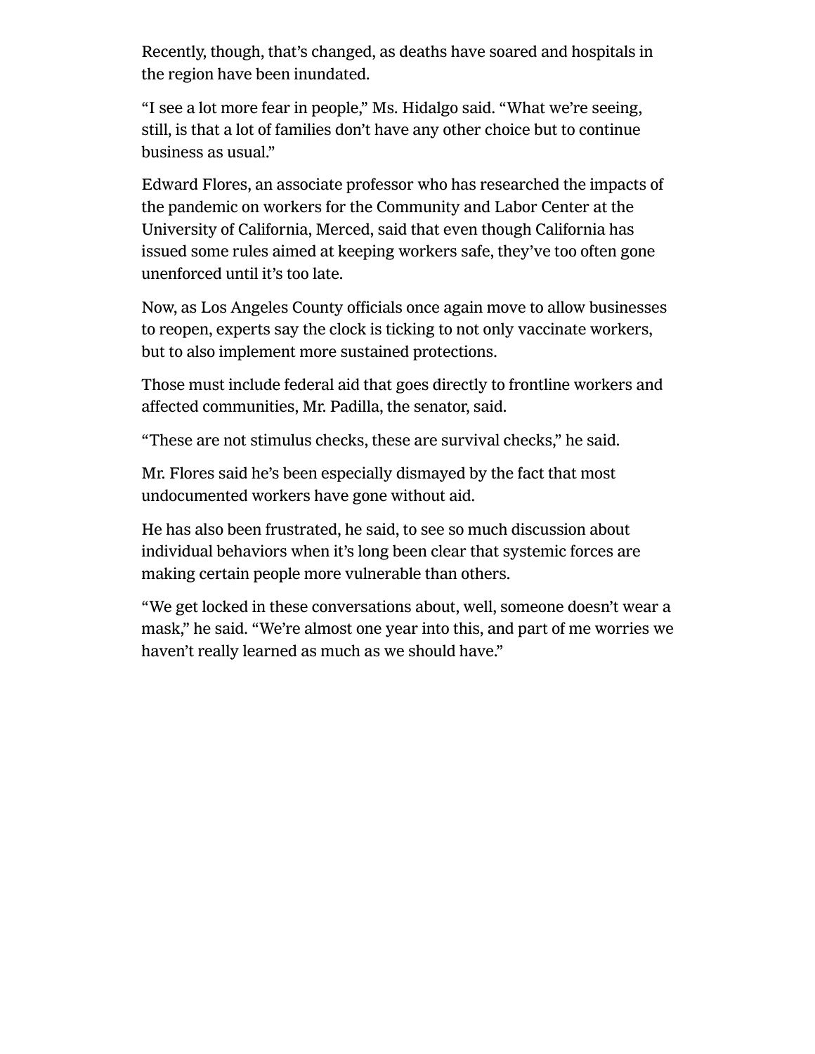Recently, though, that’s changed, as deaths have soared and hospitals in the region have been inundated.

“I see a lot more fear in people,” Ms. Hidalgo said. “What we’re seeing, still, is that a lot of families don’t have any other choice but to continue business as usual.”

Edward Flores, an associate professor who has researched the impacts of the pandemic on workers for the Community and Labor Center at the University of California, Merced, said that even though California has issued some rules aimed at keeping workers safe, they’ve too often gone unenforced until it’s too late.

Now, as Los Angeles County officials once again move to allow businesses to reopen, experts say the clock is ticking to not only vaccinate workers, but to also implement more sustained protections.

Those must include federal aid that goes directly to frontline workers and affected communities, Mr. Padilla, the senator, said.

“These are not stimulus checks, these are survival checks,” he said.

Mr. Flores said he’s been especially dismayed by the fact that most undocumented workers have gone without aid.

He has also been frustrated, he said, to see so much discussion about individual behaviors when it’s long been clear that systemic forces are making certain people more vulnerable than others.

“We get locked in these conversations about, well, someone doesn’t wear a mask,” he said. “We’re almost one year into this, and part of me worries we haven’t really learned as much as we should have.”